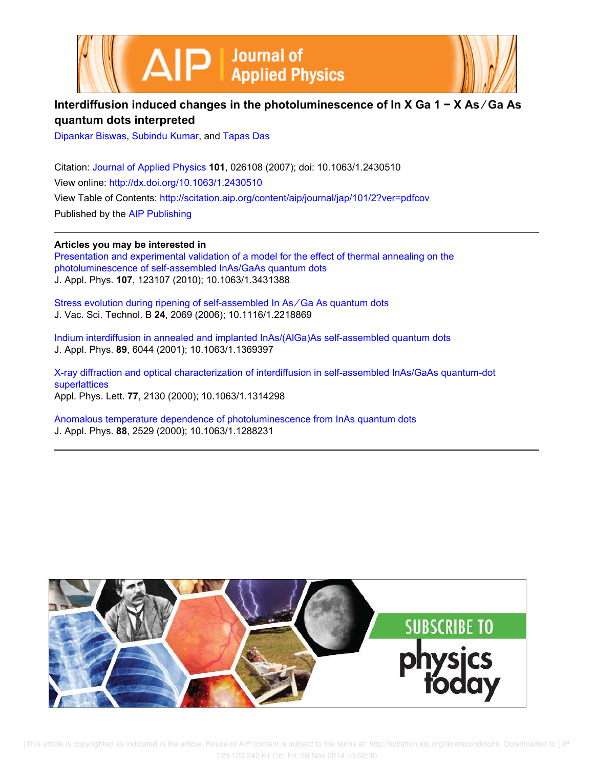# Interdiffusion induced changes in the photoluminescence of $In_XGa_{1-X}As/GaAs$ quantum dots interpreted

Dipankar Biswas, Subindu Kumar, and Tapas Das

Citation: Journal of Applied Physics **101**, 026108 (2007); doi: 10.1063/1.2430510

View online: http://dx.doi.org/10.1063/1.2430510

View Table of Contents: http://scitation.aip.org/content/aip/journal/jap/101/2?ver=pdfcov

Published by the AIP Publishing

---

**Articles you may be interested in**

Presentation and experimental validation of a model for the effect of thermal annealing on the photoluminescence of self-assembled InAs/GaAs quantum dots
J. Appl. Phys. **107**, 123107 (2010); 10.1063/1.3431388

Stress evolution during ripening of self-assembled In As/Ga As quantum dots
J. Vac. Sci. Technol. B **24**, 2069 (2006); 10.1116/1.2218869

Indium interdiffusion in annealed and implanted InAs/(AlGa)As self-assembled quantum dots
J. Appl. Phys. **89**, 6044 (2001); 10.1063/1.1369397

X-ray diffraction and optical characterization of interdiffusion in self-assembled InAs/GaAs quantum-dot superlattices
Appl. Phys. Lett. **77**, 2130 (2000); 10.1063/1.1314298

Anomalous temperature dependence of photoluminescence from InAs quantum dots
J. Appl. Phys. **88**, 2529 (2000); 10.1063/1.1288231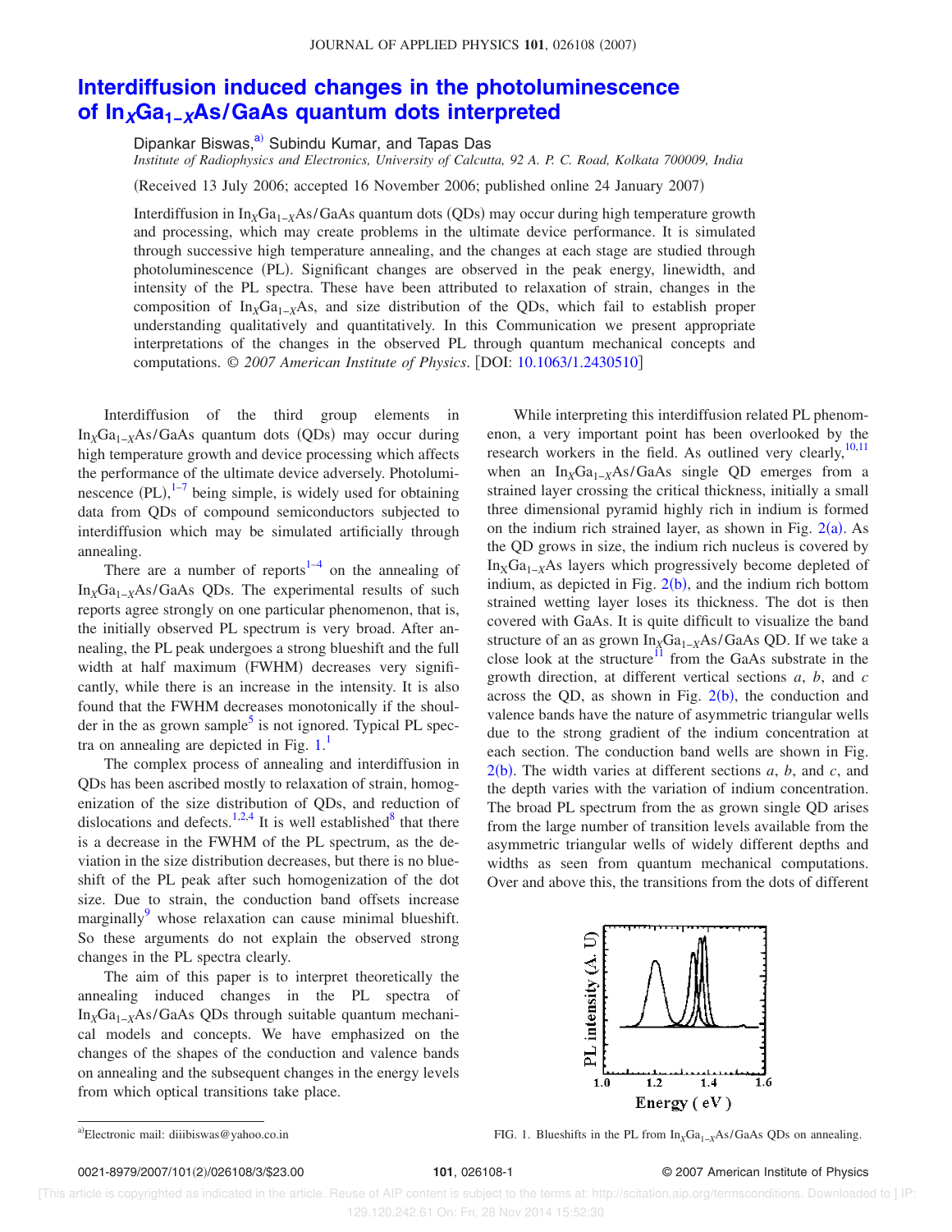# Interdiffusion induced changes in the photoluminescence of $In_xGa_{1-x}As/GaAs$ quantum dots interpreted

Dipankar Biswas,[a] Subindu Kumar, and Tapas Das

*Institute of Radiophysics and Electronics, University of Calcutta, 92 A. P. C. Road, Kolkata 700009, India*

(Received 13 July 2006; accepted 16 November 2006; published online 24 January 2007)

Interdiffusion in $In_xGa_{1-x}As/GaAs$ quantum dots (QDs) may occur during high temperature growth and processing, which may create problems in the ultimate device performance. It is simulated through successive high temperature annealing, and the changes at each stage are studied through photoluminescence (PL). Significant changes are observed in the peak energy, linewidth, and intensity of the PL spectra. These have been attributed to relaxation of strain, changes in the composition of $In_xGa_{1-x}As$, and size distribution of the QDs, which fail to establish proper understanding qualitatively and quantitatively. In this Communication we present appropriate interpretations of the changes in the observed PL through quantum mechanical concepts and computations. © *2007 American Institute of Physics*. [DOI: 10.1063/1.2430510]

Interdiffusion of the third group elements in $In_xGa_{1-x}As/GaAs$ quantum dots (QDs) may occur during high temperature growth and device processing which affects the performance of the ultimate device adversely. Photoluminescence (PL),[1–7] being simple, is widely used for obtaining data from QDs of compound semiconductors subjected to interdiffusion which may be simulated artificially through annealing.

There are a number of reports[1–4] on the annealing of $In_xGa_{1-x}As/GaAs$ QDs. The experimental results of such reports agree strongly on one particular phenomenon, that is, the initially observed PL spectrum is very broad. After annealing, the PL peak undergoes a strong blueshift and the full width at half maximum (FWHM) decreases very significantly, while there is an increase in the intensity. It is also found that the FWHM decreases monotonically if the shoulder in the as grown sample[5] is not ignored. Typical PL spectra on annealing are depicted in Fig. 1.[1]

The complex process of annealing and interdiffusion in QDs has been ascribed mostly to relaxation of strain, homogenization of the size distribution of QDs, and reduction of dislocations and defects.[1,2,4] It is well established[8] that there is a decrease in the FWHM of the PL spectrum, as the deviation in the size distribution decreases, but there is no blueshift of the PL peak after such homogenization of the dot size. Due to strain, the conduction band offsets increase marginally[9] whose relaxation can cause minimal blueshift. So these arguments do not explain the observed strong changes in the PL spectra clearly.

The aim of this paper is to interpret theoretically the annealing induced changes in the PL spectra of $In_xGa_{1-x}As/GaAs$ QDs through suitable quantum mechanical models and concepts. We have emphasized on the changes of the shapes of the conduction and valence bands on annealing and the subsequent changes in the energy levels from which optical transitions take place.

While interpreting this interdiffusion related PL phenomenon, a very important point has been overlooked by the research workers in the field. As outlined very clearly,[10,11] when an $In_xGa_{1-x}As/GaAs$ single QD emerges from a strained layer crossing the critical thickness, initially a small three dimensional pyramid highly rich in indium is formed on the indium rich strained layer, as shown in Fig. 2(a). As the QD grows in size, the indium rich nucleus is covered by $In_xGa_{1-x}As$ layers which progressively become depleted of indium, as depicted in Fig. 2(b), and the indium rich bottom strained wetting layer loses its thickness. The dot is then covered with GaAs. It is quite difficult to visualize the band structure of an as grown $In_xGa_{1-x}As/GaAs$ QD. If we take a close look at the structure[11] from the GaAs substrate in the growth direction, at different vertical sections *a*, *b*, and *c* across the QD, as shown in Fig. 2(b), the conduction and valence bands have the nature of asymmetric triangular wells due to the strong gradient of the indium concentration at each section. The conduction band wells are shown in Fig. 2(b). The width varies at different sections *a*, *b*, and *c*, and the depth varies with the variation of indium concentration. The broad PL spectrum from the as grown single QD arises from the large number of transition levels available from the asymmetric triangular wells of widely different depths and widths as seen from quantum mechanical computations. Over and above this, the transitions from the dots of different

FIG. 1. Blueshifts in the PL from $In_xGa_{1-x}As/GaAs$ QDs on annealing.

[a]Electronic mail: diiibiswas@yahoo.co.in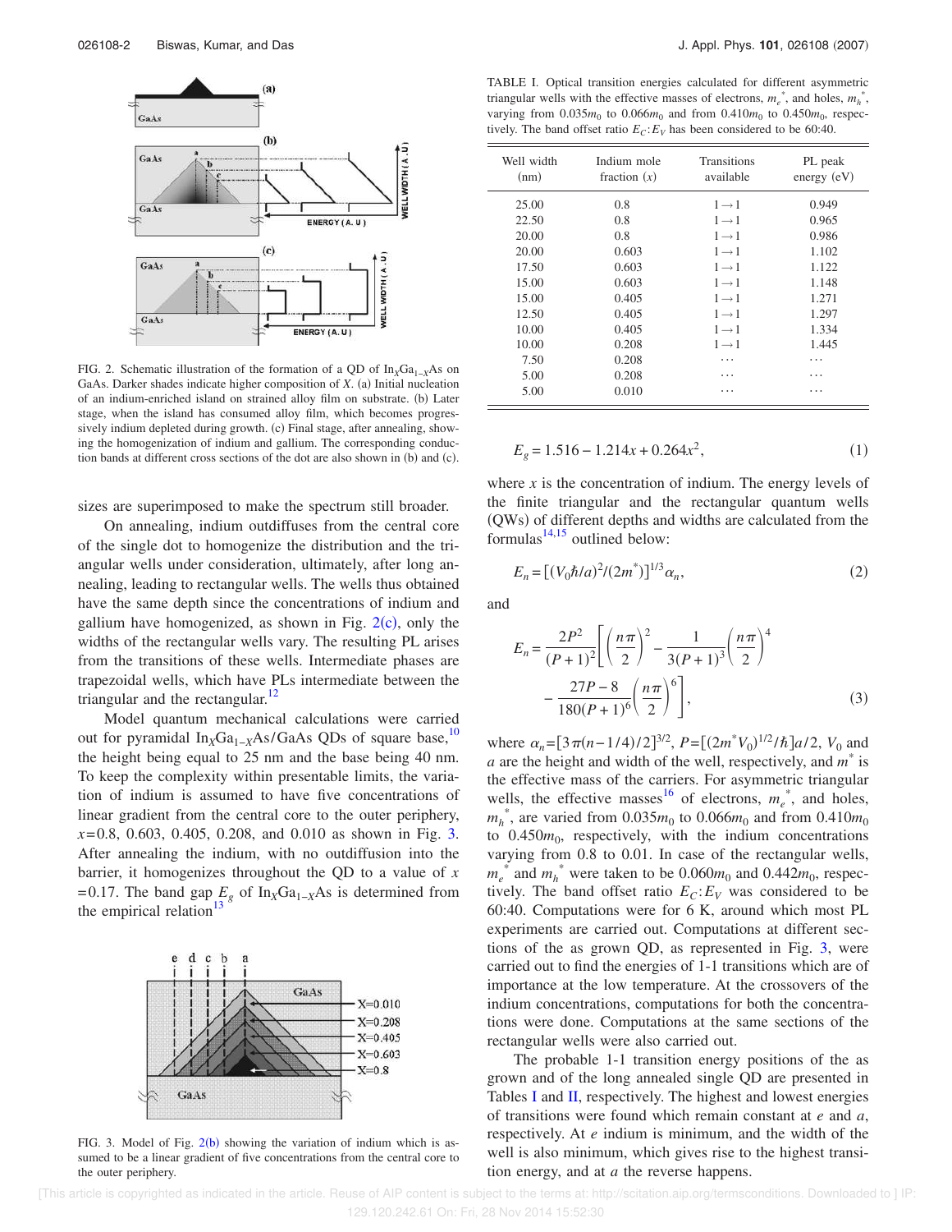FIG. 2. Schematic illustration of the formation of a QD of $In_xGa_{1-x}As$ on GaAs. Darker shades indicate higher composition of $X$. (a) Initial nucleation of an indium-enriched island on strained alloy film on substrate. (b) Later stage, when the island has consumed alloy film, which becomes progressively indium depleted during growth. (c) Final stage, after annealing, showing the homogenization of indium and gallium. The corresponding conduction bands at different cross sections of the dot are also shown in (b) and (c).

sizes are superimposed to make the spectrum still broader.

On annealing, indium outdiffuses from the central core of the single dot to homogenize the distribution and the triangular wells under consideration, ultimately, after long annealing, leading to rectangular wells. The wells thus obtained have the same depth since the concentrations of indium and gallium have homogenized, as shown in Fig. 2(c), only the widths of the rectangular wells vary. The resulting PL arises from the transitions of these wells. Intermediate phases are trapezoidal wells, which have PLs intermediate between the triangular and the rectangular.[12]

Model quantum mechanical calculations were carried out for pyramidal $In_xGa_{1-x}As/GaAs$ QDs of square base,[10] the height being equal to 25 nm and the base being 40 nm. To keep the complexity within presentable limits, the variation of indium is assumed to have five concentrations of linear gradient from the central core to the outer periphery, $x$=0.8, 0.603, 0.405, 0.208, and 0.010 as shown in Fig. 3. After annealing the indium, with no outdiffusion into the barrier, it homogenizes throughout the QD to a value of $x$ =0.17. The band gap $E_g$ of $In_xGa_{1-x}As$ is determined from the empirical relation[13]

FIG. 3. Model of Fig. 2(b) showing the variation of indium which is assumed to be a linear gradient of five concentrations from the central core to the outer periphery.

TABLE I. Optical transition energies calculated for different asymmetric triangular wells with the effective masses of electrons, $m_e^*$, and holes, $m_h^*$, varying from $0.035m_0$ to $0.066m_0$ and from $0.410m_0$ to $0.450m_0$, respectively. The band offset ratio $E_C$:$E_V$ has been considered to be 60:40.

| Well width (nm) | Indium mole fraction ($x$) | Transitions available | PL peak energy (eV) |
|---|---|---|---|
| 25.00 | 0.8 | $1\rightarrow1$ | 0.949 |
| 22.50 | 0.8 | $1\rightarrow1$ | 0.965 |
| 20.00 | 0.8 | $1\rightarrow1$ | 0.986 |
| 20.00 | 0.603 | $1\rightarrow1$ | 1.102 |
| 17.50 | 0.603 | $1\rightarrow1$ | 1.122 |
| 15.00 | 0.603 | $1\rightarrow1$ | 1.148 |
| 15.00 | 0.405 | $1\rightarrow1$ | 1.271 |
| 12.50 | 0.405 | $1\rightarrow1$ | 1.297 |
| 10.00 | 0.405 | $1\rightarrow1$ | 1.334 |
| 10.00 | 0.208 | $1\rightarrow1$ | 1.445 |
| 7.50 | 0.208 | ⋯ | ⋯ |
| 5.00 | 0.208 | ⋯ | ⋯ |
| 5.00 | 0.010 | ⋯ | ⋯ |

$$E_g = 1.516 - 1.214x + 0.264x^2, \tag{1}$$

where $x$ is the concentration of indium. The energy levels of the finite triangular and the rectangular quantum wells (QWs) of different depths and widths are calculated from the formulas[14,15] outlined below:

$$E_n = [(V_0\hbar/a)^2/(2m^*)]^{1/3}\alpha_n, \tag{2}$$

and

$$E_n = \frac{2P^2}{(P+1)^2}\left[\left(\frac{n\pi}{2}\right)^2 - \frac{1}{3(P+1)^3}\left(\frac{n\pi}{2}\right)^4 - \frac{27P-8}{180(P+1)^6}\left(\frac{n\pi}{2}\right)^6\right], \tag{3}$$

where $\alpha_n=[3\pi(n-1/4)/2]^{3/2}$, $P=[(2m^*V_0)^{1/2}/\hbar]a/2$, $V_0$ and $a$ are the height and width of the well, respectively, and $m^*$ is the effective mass of the carriers. For asymmetric triangular wells, the effective masses[16] of electrons, $m_e^*$, and holes, $m_h^*$, are varied from $0.035m_0$ to $0.066m_0$ and from $0.410m_0$ to $0.450m_0$, respectively, with the indium concentrations varying from 0.8 to 0.01. In case of the rectangular wells, $m_e^*$ and $m_h^*$ were taken to be $0.060m_0$ and $0.442m_0$, respectively. The band offset ratio $E_C$:$E_V$ was considered to be 60:40. Computations were for 6 K, around which most PL experiments are carried out. Computations at different sections of the as grown QD, as represented in Fig. 3, were carried out to find the energies of 1-1 transitions which are of importance at the low temperature. At the crossovers of the indium concentrations, computations for both the concentrations were done. Computations at the same sections of the rectangular wells were also carried out.

The probable 1-1 transition energy positions of the as grown and of the long annealed single QD are presented in Tables I and II, respectively. The highest and lowest energies of transitions were found which remain constant at $e$ and $a$, respectively. At $e$ indium is minimum, and the width of the well is also minimum, which gives rise to the highest transition energy, and at $a$ the reverse happens.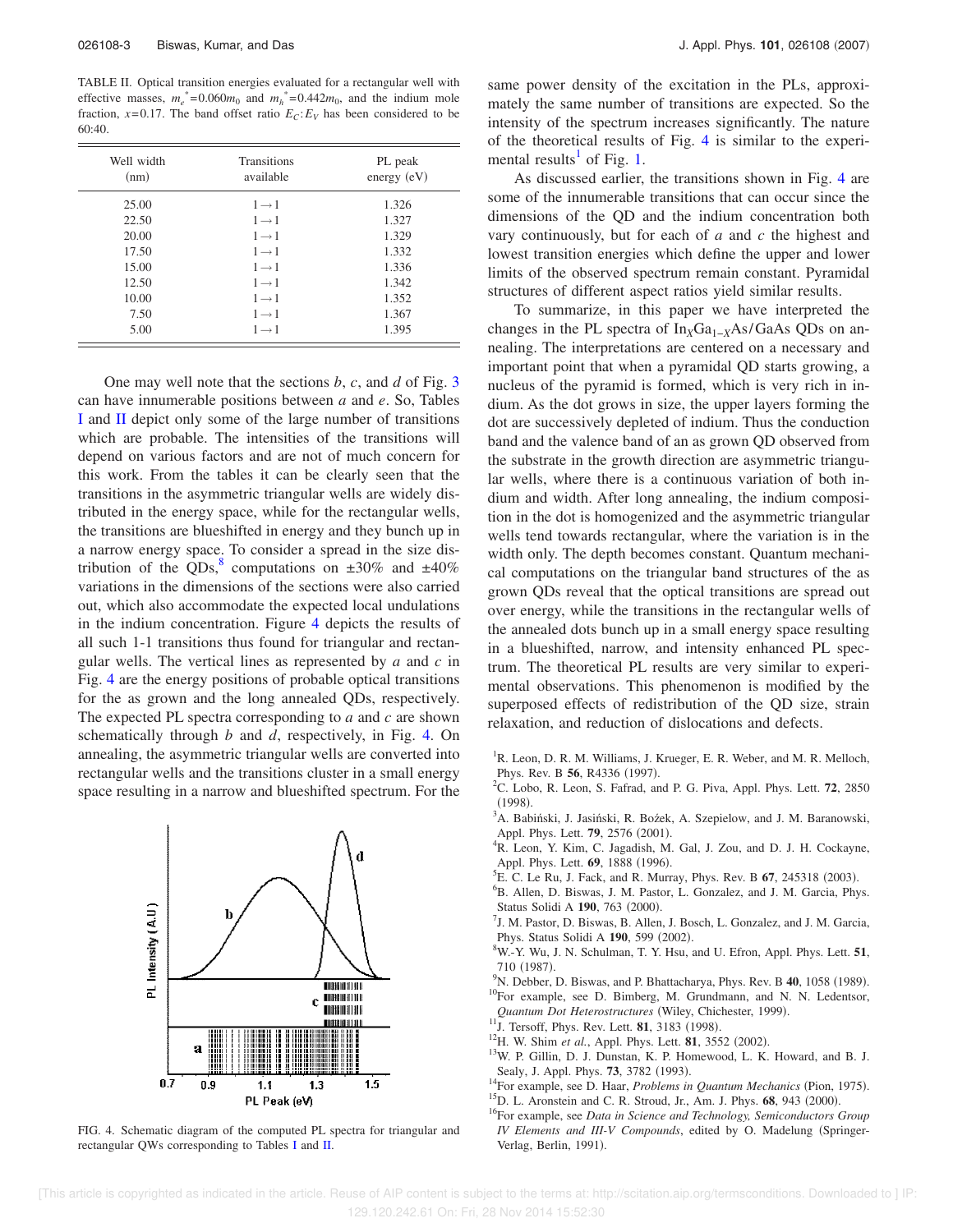TABLE II. Optical transition energies evaluated for a rectangular well with effective masses, $m_e^* = 0.060 m_0$ and $m_h^* = 0.442 m_0$, and the indium mole fraction, $x = 0.17$. The band offset ratio $E_C : E_V$ has been considered to be 60:40.

| Well width (nm) | Transitions available | PL peak energy (eV) |
|---|---|---|
| 25.00 | $1 \rightarrow 1$ | 1.326 |
| 22.50 | $1 \rightarrow 1$ | 1.327 |
| 20.00 | $1 \rightarrow 1$ | 1.329 |
| 17.50 | $1 \rightarrow 1$ | 1.332 |
| 15.00 | $1 \rightarrow 1$ | 1.336 |
| 12.50 | $1 \rightarrow 1$ | 1.342 |
| 10.00 | $1 \rightarrow 1$ | 1.352 |
| 7.50 | $1 \rightarrow 1$ | 1.367 |
| 5.00 | $1 \rightarrow 1$ | 1.395 |

One may well note that the sections *b*, *c*, and *d* of Fig. 3 can have innumerable positions between *a* and *e*. So, Tables I and II depict only some of the large number of transitions which are probable. The intensities of the transitions will depend on various factors and are not of much concern for this work. From the tables it can be clearly seen that the transitions in the asymmetric triangular wells are widely distributed in the energy space, while for the rectangular wells, the transitions are blueshifted in energy and they bunch up in a narrow energy space. To consider a spread in the size distribution of the QDs,[8] computations on $\pm 30\%$ and $\pm 40\%$ variations in the dimensions of the sections were also carried out, which also accommodate the expected local undulations in the indium concentration. Figure 4 depicts the results of all such 1-1 transitions thus found for triangular and rectangular wells. The vertical lines as represented by *a* and *c* in Fig. 4 are the energy positions of probable optical transitions for the as grown and the long annealed QDs, respectively. The expected PL spectra corresponding to *a* and *c* are shown schematically through *b* and *d*, respectively, in Fig. 4. On annealing, the asymmetric triangular wells are converted into rectangular wells and the transitions cluster in a small energy space resulting in a narrow and blueshifted spectrum. For the

PL Intensity (A.U)

b

d

c

a

0.7 0.9 1.1 1.3 1.5

PL Peak (eV)

FIG. 4. Schematic diagram of the computed PL spectra for triangular and rectangular QWs corresponding to Tables I and II.

same power density of the excitation in the PLs, approximately the same number of transitions are expected. So the intensity of the spectrum increases significantly. The nature of the theoretical results of Fig. 4 is similar to the experimental results[1] of Fig. 1.

As discussed earlier, the transitions shown in Fig. 4 are some of the innumerable transitions that can occur since the dimensions of the QD and the indium concentration both vary continuously, but for each of *a* and *c* the highest and lowest transition energies which define the upper and lower limits of the observed spectrum remain constant. Pyramidal structures of different aspect ratios yield similar results.

To summarize, in this paper we have interpreted the changes in the PL spectra of $In_XGa_{1-X}As/GaAs$ QDs on annealing. The interpretations are centered on a necessary and important point that when a pyramidal QD starts growing, a nucleus of the pyramid is formed, which is very rich in indium. As the dot grows in size, the upper layers forming the dot are successively depleted of indium. Thus the conduction band and the valence band of an as grown QD observed from the substrate in the growth direction are asymmetric triangular wells, where there is a continuous variation of both indium and width. After long annealing, the indium composition in the dot is homogenized and the asymmetric triangular wells tend towards rectangular, where the variation is in the width only. The depth becomes constant. Quantum mechanical computations on the triangular band structures of the as grown QDs reveal that the optical transitions are spread out over energy, while the transitions in the rectangular wells of the annealed dots bunch up in a small energy space resulting in a blueshifted, narrow, and intensity enhanced PL spectrum. The theoretical PL results are very similar to experimental observations. This phenomenon is modified by the superposed effects of redistribution of the QD size, strain relaxation, and reduction of dislocations and defects.

[1] R. Leon, D. R. M. Williams, J. Krueger, E. R. Weber, and M. R. Melloch, Phys. Rev. B **56**, R4336 (1997).
[2] C. Lobo, R. Leon, S. Fafrad, and P. G. Piva, Appl. Phys. Lett. **72**, 2850 (1998).
[3] A. Babiński, J. Jasiński, R. Bożek, A. Szepielow, and J. M. Baranowski, Appl. Phys. Lett. **79**, 2576 (2001).
[4] R. Leon, Y. Kim, C. Jagadish, M. Gal, J. Zou, and D. J. H. Cockayne, Appl. Phys. Lett. **69**, 1888 (1996).
[5] E. C. Le Ru, J. Fack, and R. Murray, Phys. Rev. B **67**, 245318 (2003).
[6] B. Allen, D. Biswas, J. M. Pastor, L. Gonzalez, and J. M. Garcia, Phys. Status Solidi A **190**, 763 (2000).
[7] J. M. Pastor, D. Biswas, B. Allen, J. Bosch, L. Gonzalez, and J. M. Garcia, Phys. Status Solidi A **190**, 599 (2002).
[8] W.-Y. Wu, J. N. Schulman, T. Y. Hsu, and U. Efron, Appl. Phys. Lett. **51**, 710 (1987).
[9] N. Debber, D. Biswas, and P. Bhattacharya, Phys. Rev. B **40**, 1058 (1989).
[10] For example, see D. Bimberg, M. Grundmann, and N. N. Ledentsor, *Quantum Dot Heterostructures* (Wiley, Chichester, 1999).
[11] J. Tersoff, Phys. Rev. Lett. **81**, 3183 (1998).
[12] H. W. Shim *et al.*, Appl. Phys. Lett. **81**, 3552 (2002).
[13] W. P. Gillin, D. J. Dunstan, K. P. Homewood, L. K. Howard, and B. J. Sealy, J. Appl. Phys. **73**, 3782 (1993).
[14] For example, see D. Haar, *Problems in Quantum Mechanics* (Pion, 1975).
[15] D. L. Aronstein and C. R. Stroud, Jr., Am. J. Phys. **68**, 943 (2000).
[16] For example, see *Data in Science and Technology, Semiconductors Group IV Elements and III-V Compounds*, edited by O. Madelung (Springer-Verlag, Berlin, 1991).